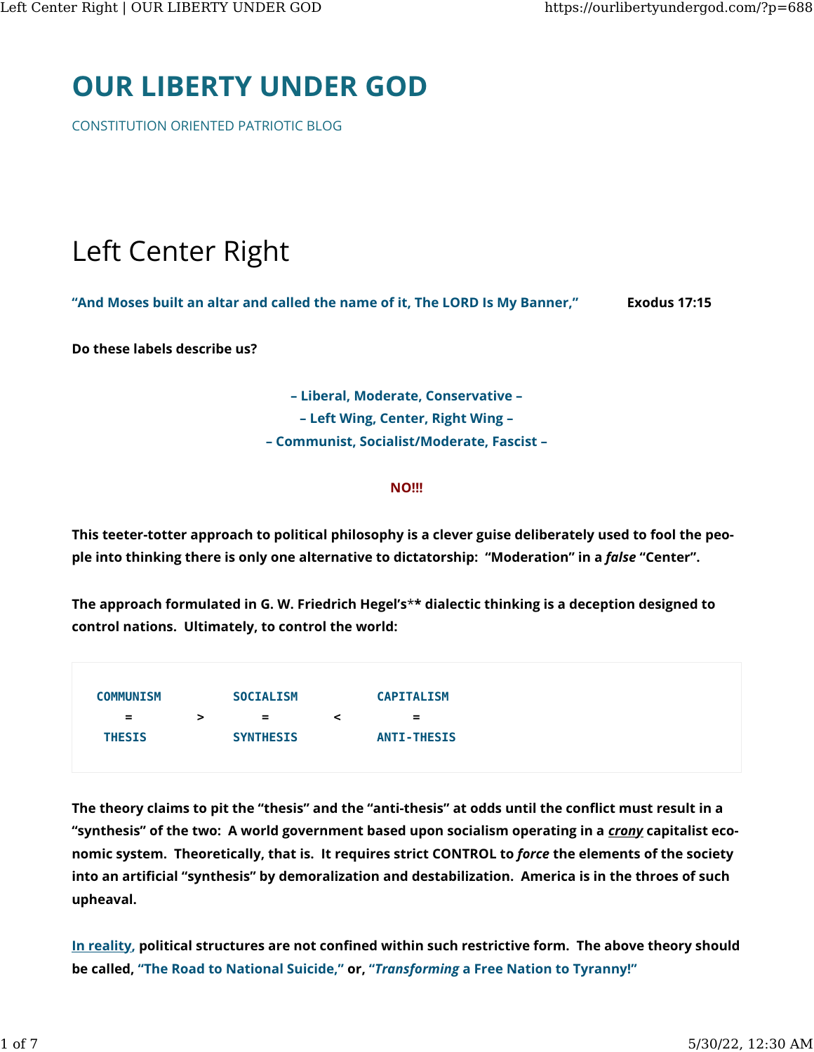# OUR LIBERTY UNDER GOD

CONSTITUTION ORIENTED PATRIOTIC BLOG

## Left Center Right

**"And Moses built an altar and called the name of it, The LORD Is My Banner,"** **Exodus 17:15**

**Do these labels describe us?**

**– Liberal, Moderate, Conservative –**
**– Left Wing, Center, Right Wing –**
**– Communist, Socialist/Moderate, Fascist –**

**NO!!!**

**This teeter-totter approach to political philosophy is a clever guise deliberately used to fool the people into thinking there is only one alternative to dictatorship: "Moderation" in a *false* "Center".**

**The approach formulated in G. W. Friedrich Hegel's** dialectic thinking is a deception designed to control nations. Ultimately, to control the world:**

```
COMMUNISM        SOCIALISM        CAPITALISM
    =        >       =        <       =
  THESIS         SYNTHESIS        ANTI-THESIS
```

**The theory claims to pit the "thesis" and the "anti-thesis" at odds until the conflict must result in a "synthesis" of the two: A world government based upon socialism operating in a *crony* capitalist economic system. Theoretically, that is. It requires strict CONTROL to *force* the elements of the society into an artificial "synthesis" by demoralization and destabilization. America is in the throes of such upheaval.**

**In reality, political structures are not confined within such restrictive form. The above theory should be called, "The Road to National Suicide," or, "*Transforming* a Free Nation to Tyranny!"**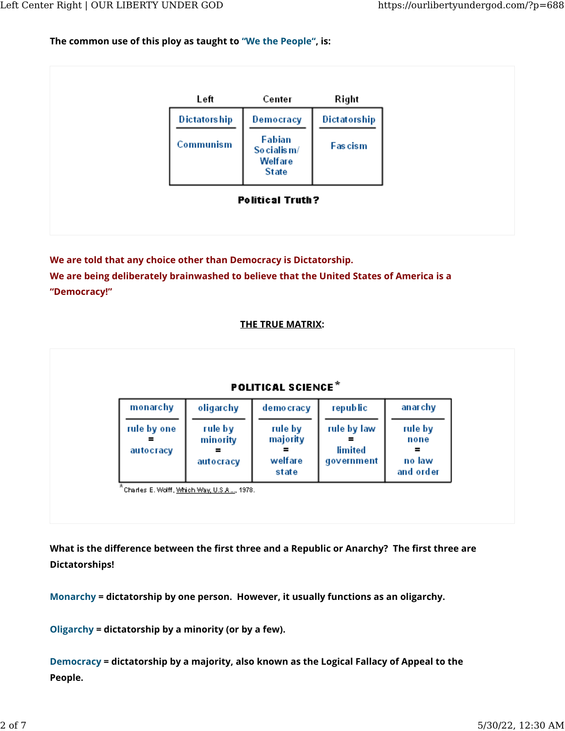**The common use of this ploy as taught to "We the People", is:**

| Left | Center | Right |
|---|---|---|
| Dictatorship | Democracy | Dictatorship |
| Communism | Fabian Socialism/ Welfare State | Fascism |

**Political Truth?**

**We are told that any choice other than Democracy is Dictatorship.**
**We are being deliberately brainwashed to believe that the United States of America is a "Democracy!"**

**THE TRUE MATRIX:**

**POLITICAL SCIENCE***

| monarchy | oligarchy | democracy | republic | anarchy |
|---|---|---|---|---|
| rule by one = autocracy | rule by minority = autocracy | rule by majority = welfare state | rule by law = limited government | rule by none = no law and order |

*Charles E. Wolff, Which Way, U.S.A..., 1978.

**What is the difference between the first three and a Republic or Anarchy? The first three are Dictatorships!**

**Monarchy = dictatorship by one person. However, it usually functions as an oligarchy.**

**Oligarchy = dictatorship by a minority (or by a few).**

**Democracy = dictatorship by a majority, also known as the Logical Fallacy of Appeal to the People.**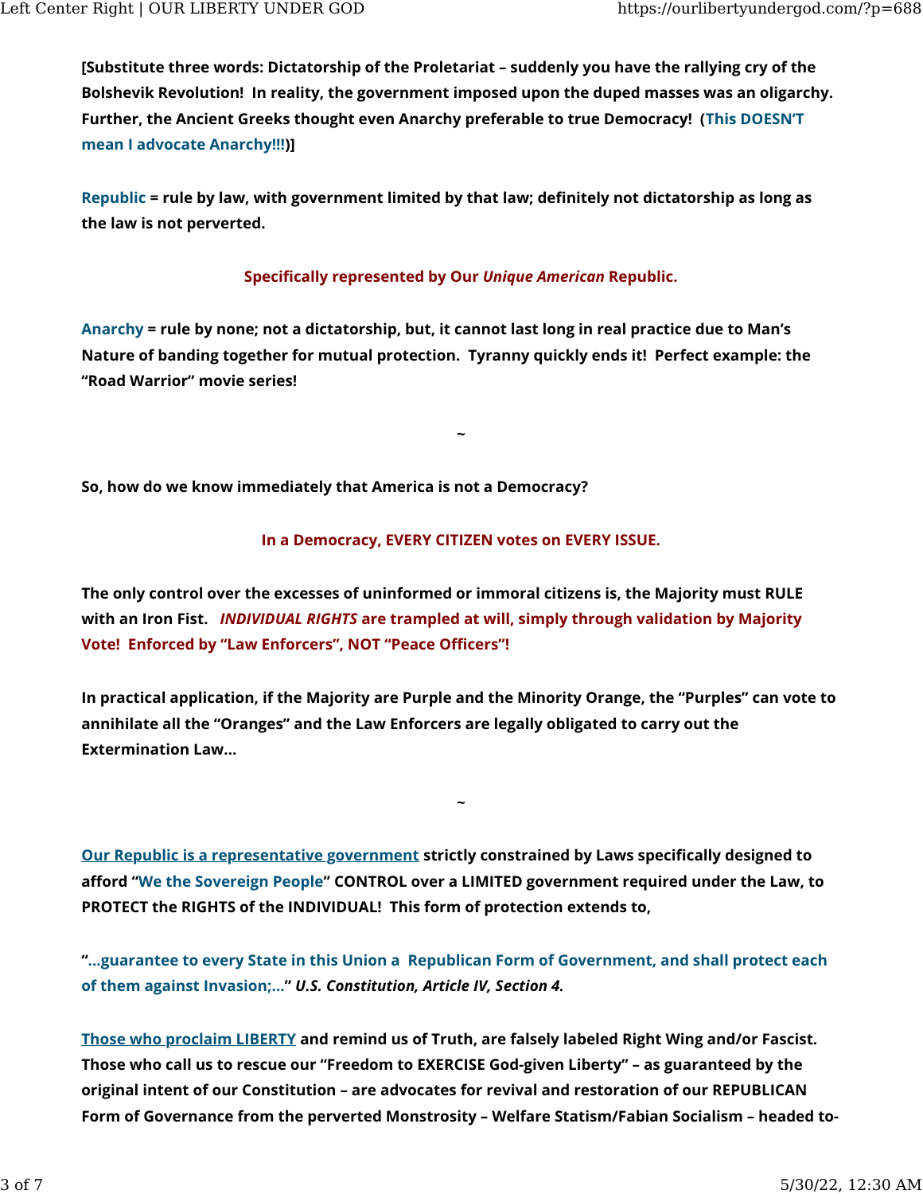**[Substitute three words: Dictatorship of the Proletariat – suddenly you have the rallying cry of the Bolshevik Revolution! In reality, the government imposed upon the duped masses was an oligarchy. Further, the Ancient Greeks thought even Anarchy preferable to true Democracy! (This DOESN'T mean I advocate Anarchy!!!)]**

**Republic = rule by law, with government limited by that law; definitely not dictatorship as long as the law is not perverted.**

**Specifically represented by Our *Unique American* Republic.**

**Anarchy = rule by none; not a dictatorship, but, it cannot last long in real practice due to Man's Nature of banding together for mutual protection. Tyranny quickly ends it! Perfect example: the "Road Warrior" movie series!**

~

**So, how do we know immediately that America is not a Democracy?**

**In a Democracy, EVERY CITIZEN votes on EVERY ISSUE.**

**The only control over the excesses of uninformed or immoral citizens is, the Majority must RULE with an Iron Fist. *INDIVIDUAL RIGHTS* are trampled at will, simply through validation by Majority Vote! Enforced by "Law Enforcers", NOT "Peace Officers"!**

**In practical application, if the Majority are Purple and the Minority Orange, the "Purples" can vote to annihilate all the "Oranges" and the Law Enforcers are legally obligated to carry out the Extermination Law…**

~

**Our Republic is a representative government strictly constrained by Laws specifically designed to afford "We the Sovereign People" CONTROL over a LIMITED government required under the Law, to PROTECT the RIGHTS of the INDIVIDUAL! This form of protection extends to,**

**"…guarantee to every State in this Union a Republican Form of Government, and shall protect each of them against Invasion;…" *U.S. Constitution, Article IV, Section 4.***

**Those who proclaim LIBERTY and remind us of Truth, are falsely labeled Right Wing and/or Fascist. Those who call us to rescue our "Freedom to EXERCISE God-given Liberty" – as guaranteed by the original intent of our Constitution – are advocates for revival and restoration of our REPUBLICAN Form of Governance from the perverted Monstrosity – Welfare Statism/Fabian Socialism – headed to-**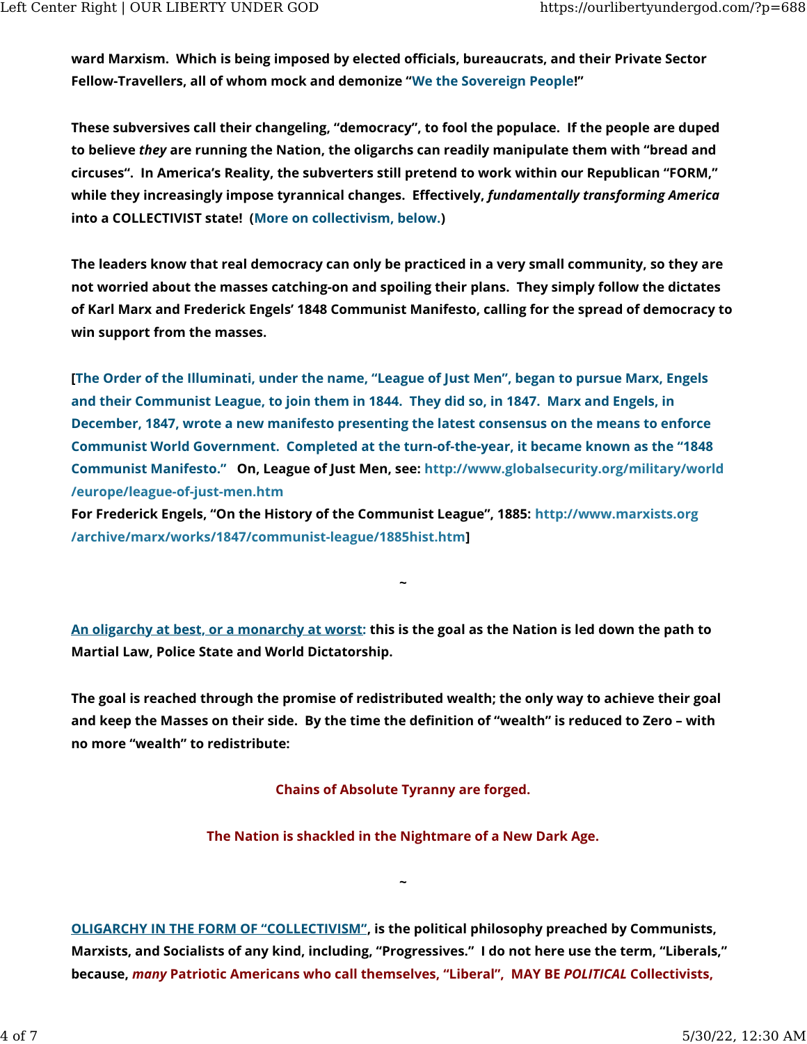**ward Marxism. Which is being imposed by elected officials, bureaucrats, and their Private Sector Fellow-Travellers, all of whom mock and demonize "We the Sovereign People!"**

**These subversives call their changeling, "democracy", to fool the populace. If the people are duped to believe *they* are running the Nation, the oligarchs can readily manipulate them with "bread and circuses". In America's Reality, the subverters still pretend to work within our Republican "FORM," while they increasingly impose tyrannical changes. Effectively, *fundamentally transforming America* into a COLLECTIVIST state! (More on collectivism, below.)**

**The leaders know that real democracy can only be practiced in a very small community, so they are not worried about the masses catching-on and spoiling their plans. They simply follow the dictates of Karl Marx and Frederick Engels' 1848 Communist Manifesto, calling for the spread of democracy to win support from the masses.**

**[The Order of the Illuminati, under the name, "League of Just Men", began to pursue Marx, Engels and their Communist League, to join them in 1844. They did so, in 1847. Marx and Engels, in December, 1847, wrote a new manifesto presenting the latest consensus on the means to enforce Communist World Government. Completed at the turn-of-the-year, it became known as the "1848 Communist Manifesto." On, League of Just Men, see: http://www.globalsecurity.org/military/world/europe/league-of-just-men.htm**
**For Frederick Engels, "On the History of the Communist League", 1885: http://www.marxists.org/archive/marx/works/1847/communist-league/1885hist.htm]**

~

**An oligarchy at best, or a monarchy at worst: this is the goal as the Nation is led down the path to Martial Law, Police State and World Dictatorship.**

**The goal is reached through the promise of redistributed wealth; the only way to achieve their goal and keep the Masses on their side. By the time the definition of "wealth" is reduced to Zero – with no more "wealth" to redistribute:**

**Chains of Absolute Tyranny are forged.**

**The Nation is shackled in the Nightmare of a New Dark Age.**

~

**OLIGARCHY IN THE FORM OF "COLLECTIVISM", is the political philosophy preached by Communists, Marxists, and Socialists of any kind, including, "Progressives." I do not here use the term, "Liberals," because, *many* Patriotic Americans who call themselves, "Liberal", MAY BE *POLITICAL* Collectivists,**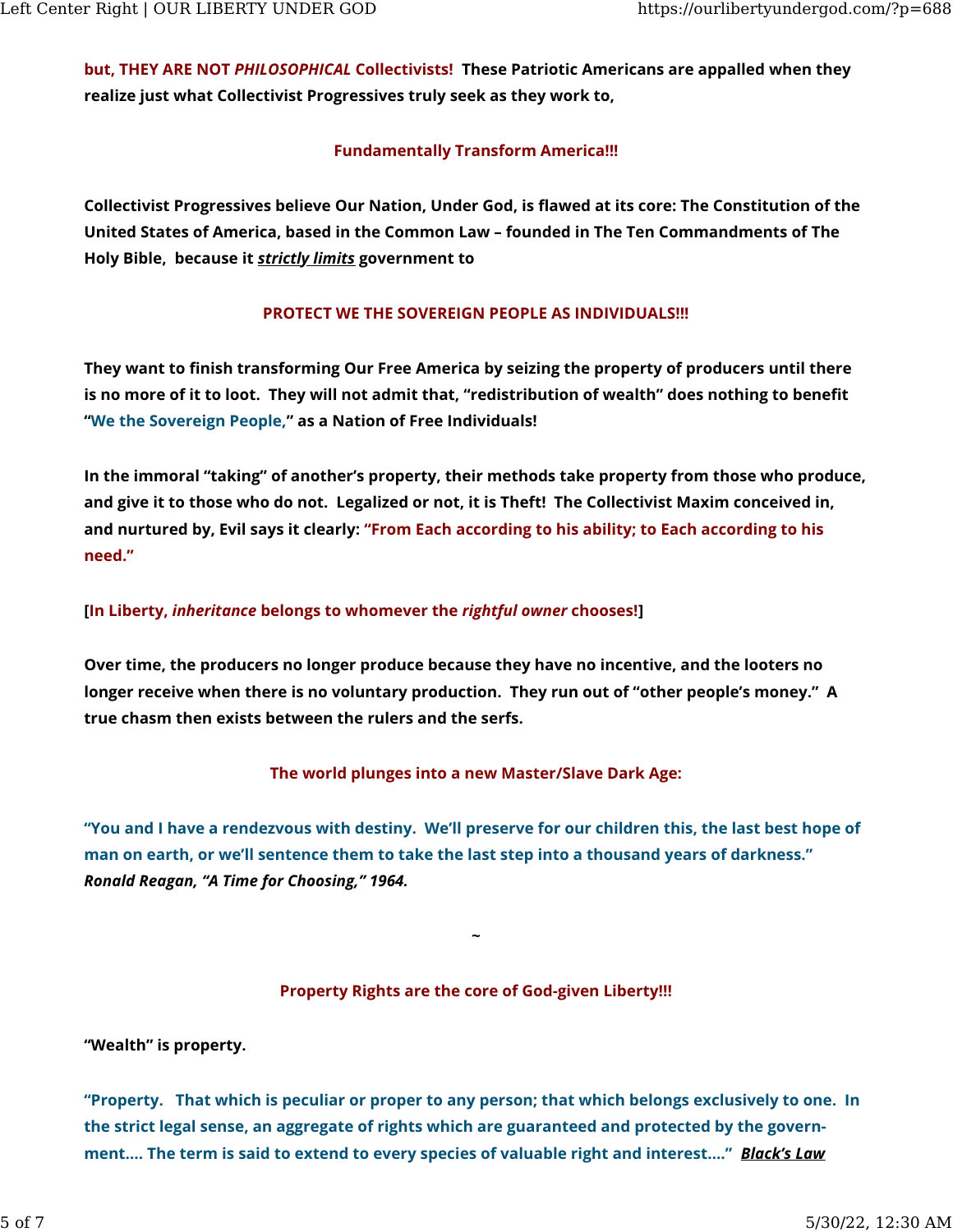**but, THEY ARE NOT *PHILOSOPHICAL* Collectivists! These Patriotic Americans are appalled when they realize just what Collectivist Progressives truly seek as they work to,**

**Fundamentally Transform America!!!**

**Collectivist Progressives believe Our Nation, Under God, is flawed at its core: The Constitution of the United States of America, based in the Common Law – founded in The Ten Commandments of The Holy Bible, because it *strictly limits* government to**

**PROTECT WE THE SOVEREIGN PEOPLE AS INDIVIDUALS!!!**

**They want to finish transforming Our Free America by seizing the property of producers until there is no more of it to loot. They will not admit that, "redistribution of wealth" does nothing to benefit "We the Sovereign People," as a Nation of Free Individuals!**

**In the immoral "taking" of another's property, their methods take property from those who produce, and give it to those who do not. Legalized or not, it is Theft! The Collectivist Maxim conceived in, and nurtured by, Evil says it clearly: "From Each according to his ability; to Each according to his need."**

**[In Liberty, *inheritance* belongs to whomever the *rightful owner* chooses!]**

**Over time, the producers no longer produce because they have no incentive, and the looters no longer receive when there is no voluntary production. They run out of "other people's money." A true chasm then exists between the rulers and the serfs.**

**The world plunges into a new Master/Slave Dark Age:**

**"You and I have a rendezvous with destiny. We'll preserve for our children this, the last best hope of man on earth, or we'll sentence them to take the last step into a thousand years of darkness."**
***Ronald Reagan, "A Time for Choosing," 1964.***

~

**Property Rights are the core of God-given Liberty!!!**

**"Wealth" is property.**

**"Property. That which is peculiar or proper to any person; that which belongs exclusively to one. In the strict legal sense, an aggregate of rights which are guaranteed and protected by the government.... The term is said to extend to every species of valuable right and interest...."** ***Black's Law***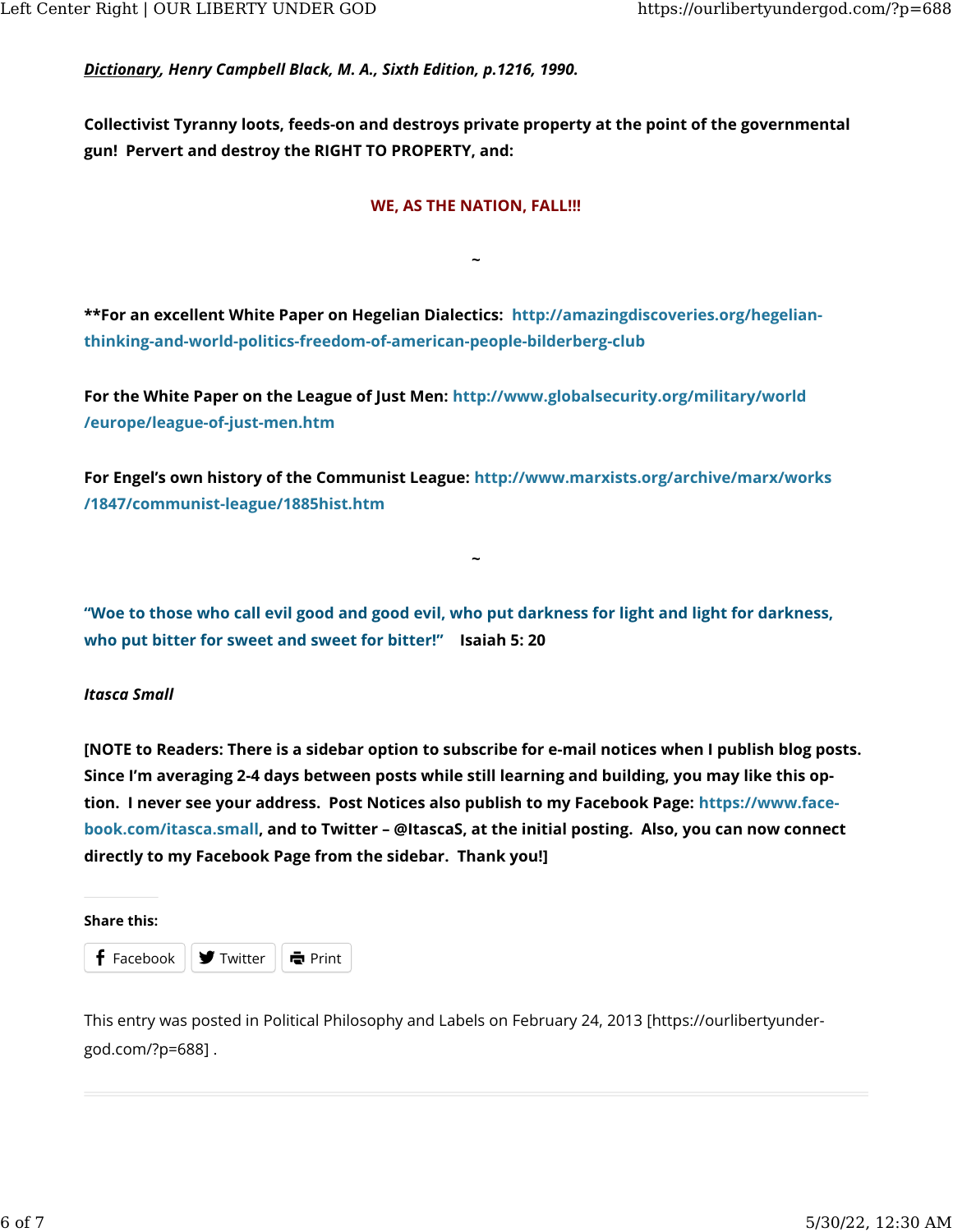***Dictionary*, Henry Campbell Black, M. A., Sixth Edition, p.1216, 1990.**

**Collectivist Tyranny loots, feeds-on and destroys private property at the point of the governmental gun! Pervert and destroy the RIGHT TO PROPERTY, and:**

**WE, AS THE NATION, FALL!!!**

~

**For an excellent White Paper on Hegelian Dialectics: http://amazingdiscoveries.org/hegelian-thinking-and-world-politics-freedom-of-american-people-bilderberg-club**

**For the White Paper on the League of Just Men: http://www.globalsecurity.org/military/world/europe/league-of-just-men.htm**

**For Engel's own history of the Communist League: http://www.marxists.org/archive/marx/works/1847/communist-league/1885hist.htm**

~

**"Woe to those who call evil good and good evil, who put darkness for light and light for darkness, who put bitter for sweet and sweet for bitter!" Isaiah 5: 20**

***Itasca Small***

**[NOTE to Readers: There is a sidebar option to subscribe for e-mail notices when I publish blog posts. Since I'm averaging 2-4 days between posts while still learning and building, you may like this option. I never see your address. Post Notices also publish to my Facebook Page: https://www.facebook.com/itasca.small, and to Twitter – @ItascaS, at the initial posting. Also, you can now connect directly to my Facebook Page from the sidebar. Thank you!]**

**Share this:**

Facebook | Twitter | Print

This entry was posted in Political Philosophy and Labels on February 24, 2013 [https://ourlibertyundergod.com/?p=688] .